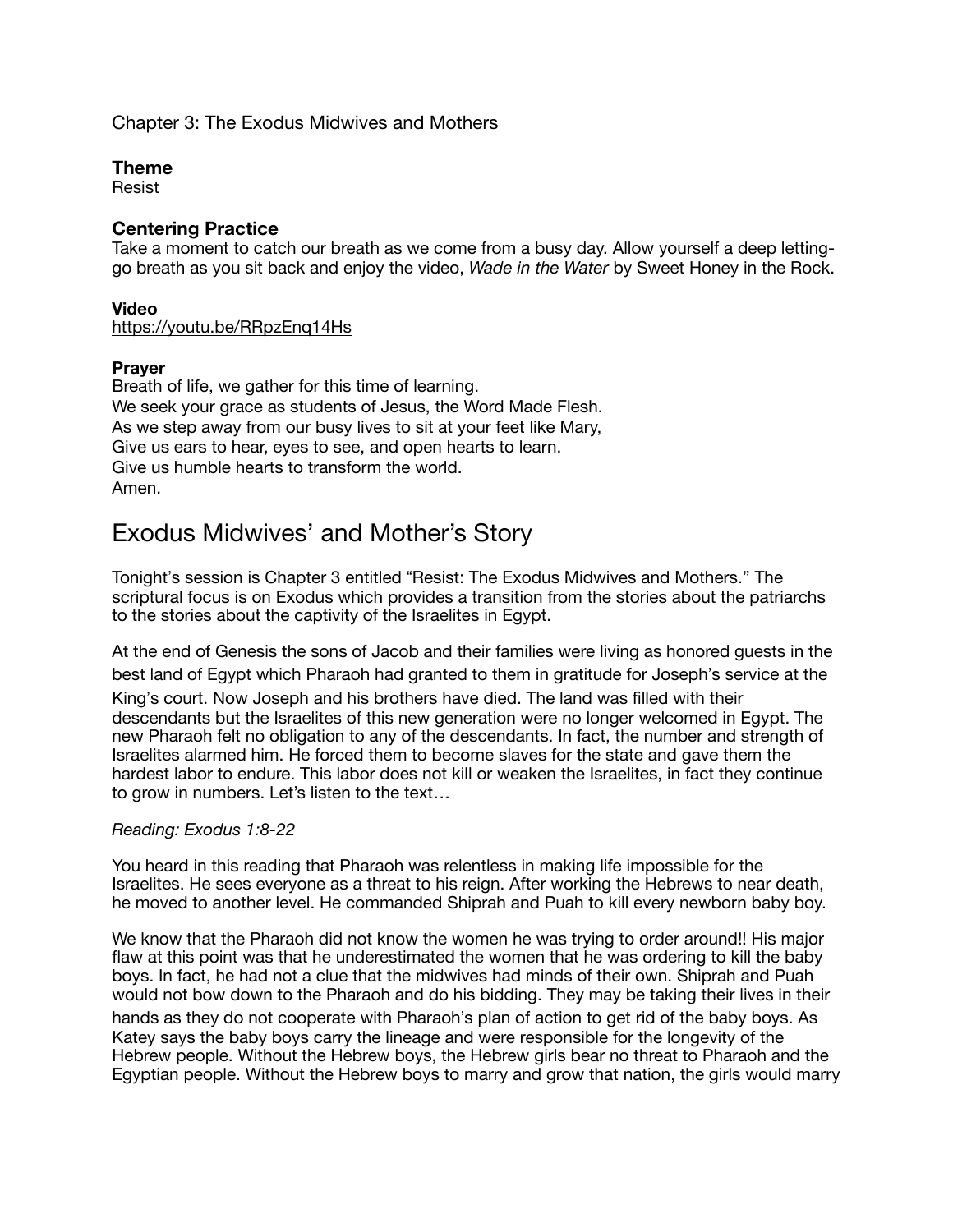Chapter 3: The Exodus Midwives and Mothers

### Theme

Resist

### Centering Practice

Take a moment to catch our breath as we come from a busy day. Allow yourself a deep letting-go breath as you sit back and enjoy the video, *Wade in the Water* by Sweet Honey in the Rock.

### Video

https://youtu.be/RRpzEnq14Hs

### Prayer

Breath of life, we gather for this time of learning.
We seek your grace as students of Jesus, the Word Made Flesh.
As we step away from our busy lives to sit at your feet like Mary,
Give us ears to hear, eyes to see, and open hearts to learn.
Give us humble hearts to transform the world.
Amen.

## Exodus Midwives' and Mother's Story

Tonight's session is Chapter 3 entitled "Resist: The Exodus Midwives and Mothers." The scriptural focus is on Exodus which provides a transition from the stories about the patriarchs to the stories about the captivity of the Israelites in Egypt.

At the end of Genesis the sons of Jacob and their families were living as honored guests in the best land of Egypt which Pharaoh had granted to them in gratitude for Joseph's service at the King's court. Now Joseph and his brothers have died. The land was filled with their descendants but the Israelites of this new generation were no longer welcomed in Egypt. The new Pharaoh felt no obligation to any of the descendants. In fact, the number and strength of Israelites alarmed him. He forced them to become slaves for the state and gave them the hardest labor to endure. This labor does not kill or weaken the Israelites, in fact they continue to grow in numbers. Let's listen to the text…

*Reading: Exodus 1:8-22*

You heard in this reading that Pharaoh was relentless in making life impossible for the Israelites. He sees everyone as a threat to his reign. After working the Hebrews to near death, he moved to another level. He commanded Shiprah and Puah to kill every newborn baby boy.

We know that the Pharaoh did not know the women he was trying to order around!! His major flaw at this point was that he underestimated the women that he was ordering to kill the baby boys. In fact, he had not a clue that the midwives had minds of their own. Shiprah and Puah would not bow down to the Pharaoh and do his bidding. They may be taking their lives in their hands as they do not cooperate with Pharaoh's plan of action to get rid of the baby boys. As Katey says the baby boys carry the lineage and were responsible for the longevity of the Hebrew people. Without the Hebrew boys, the Hebrew girls bear no threat to Pharaoh and the Egyptian people. Without the Hebrew boys to marry and grow that nation, the girls would marry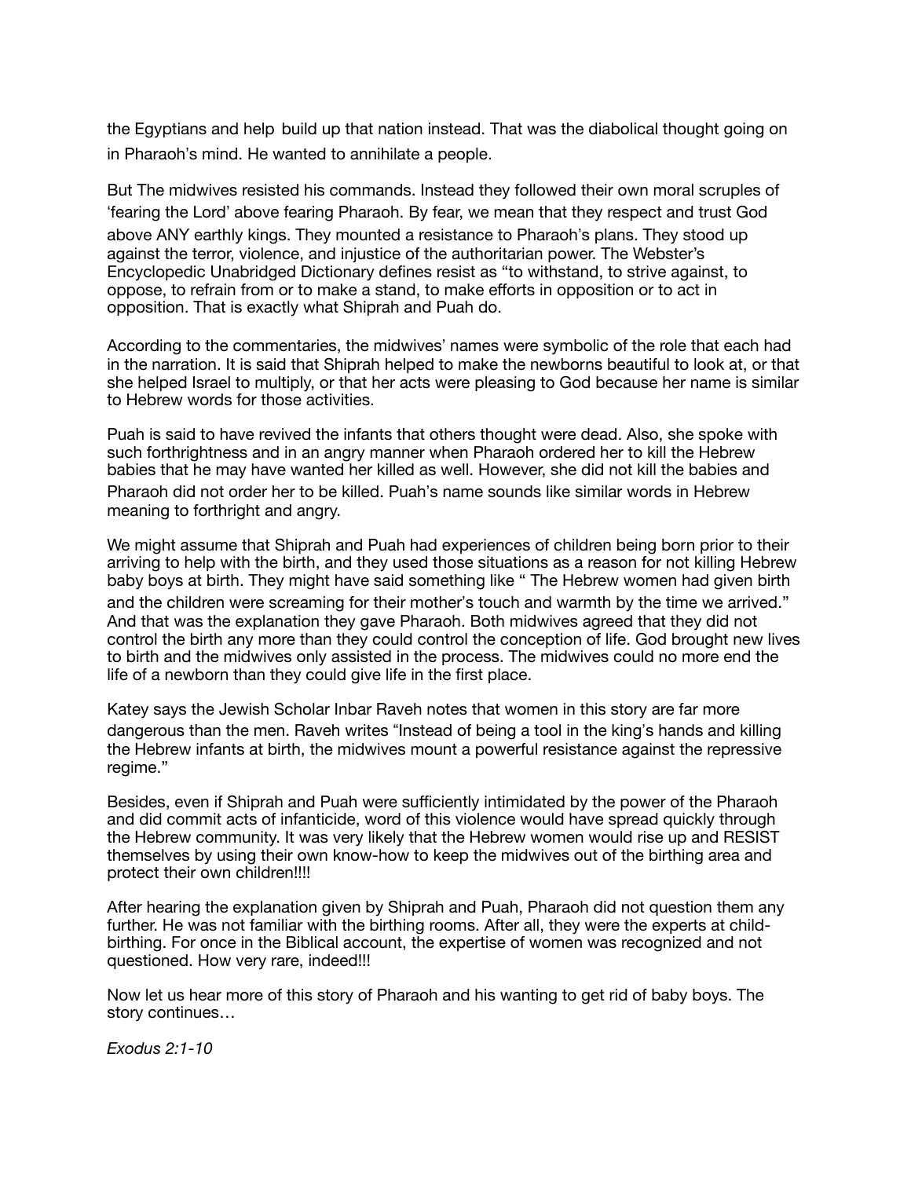the Egyptians and help build up that nation instead. That was the diabolical thought going on in Pharaoh's mind. He wanted to annihilate a people.

But The midwives resisted his commands. Instead they followed their own moral scruples of 'fearing the Lord' above fearing Pharaoh. By fear, we mean that they respect and trust God above ANY earthly kings. They mounted a resistance to Pharaoh's plans. They stood up against the terror, violence, and injustice of the authoritarian power. The Webster's Encyclopedic Unabridged Dictionary defines resist as "to withstand, to strive against, to oppose, to refrain from or to make a stand, to make efforts in opposition or to act in opposition. That is exactly what Shiprah and Puah do.

According to the commentaries, the midwives' names were symbolic of the role that each had in the narration. It is said that Shiprah helped to make the newborns beautiful to look at, or that she helped Israel to multiply, or that her acts were pleasing to God because her name is similar to Hebrew words for those activities.

Puah is said to have revived the infants that others thought were dead. Also, she spoke with such forthrightness and in an angry manner when Pharaoh ordered her to kill the Hebrew babies that he may have wanted her killed as well. However, she did not kill the babies and Pharaoh did not order her to be killed. Puah's name sounds like similar words in Hebrew meaning to forthright and angry.

We might assume that Shiprah and Puah had experiences of children being born prior to their arriving to help with the birth, and they used those situations as a reason for not killing Hebrew baby boys at birth. They might have said something like " The Hebrew women had given birth and the children were screaming for their mother's touch and warmth by the time we arrived." And that was the explanation they gave Pharaoh. Both midwives agreed that they did not control the birth any more than they could control the conception of life. God brought new lives to birth and the midwives only assisted in the process. The midwives could no more end the life of a newborn than they could give life in the first place.

Katey says the Jewish Scholar Inbar Raveh notes that women in this story are far more dangerous than the men. Raveh writes "Instead of being a tool in the king's hands and killing the Hebrew infants at birth, the midwives mount a powerful resistance against the repressive regime."

Besides, even if Shiprah and Puah were sufficiently intimidated by the power of the Pharaoh and did commit acts of infanticide, word of this violence would have spread quickly through the Hebrew community. It was very likely that the Hebrew women would rise up and RESIST themselves by using their own know-how to keep the midwives out of the birthing area and protect their own children!!!!

After hearing the explanation given by Shiprah and Puah, Pharaoh did not question them any further. He was not familiar with the birthing rooms. After all, they were the experts at child-birthing. For once in the Biblical account, the expertise of women was recognized and not questioned. How very rare, indeed!!!

Now let us hear more of this story of Pharaoh and his wanting to get rid of baby boys. The story continues…

*Exodus 2:1-10*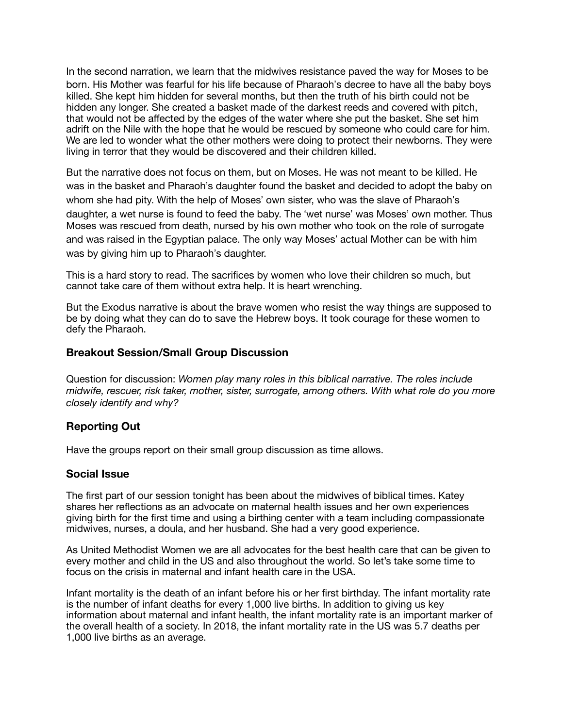In the second narration, we learn that the midwives resistance paved the way for Moses to be born. His Mother was fearful for his life because of Pharaoh's decree to have all the baby boys killed. She kept him hidden for several months, but then the truth of his birth could not be hidden any longer. She created a basket made of the darkest reeds and covered with pitch, that would not be affected by the edges of the water where she put the basket. She set him adrift on the Nile with the hope that he would be rescued by someone who could care for him. We are led to wonder what the other mothers were doing to protect their newborns. They were living in terror that they would be discovered and their children killed.

But the narrative does not focus on them, but on Moses. He was not meant to be killed. He was in the basket and Pharaoh's daughter found the basket and decided to adopt the baby on whom she had pity. With the help of Moses' own sister, who was the slave of Pharaoh's daughter, a wet nurse is found to feed the baby. The 'wet nurse' was Moses' own mother. Thus Moses was rescued from death, nursed by his own mother who took on the role of surrogate and was raised in the Egyptian palace. The only way Moses' actual Mother can be with him was by giving him up to Pharaoh's daughter.

This is a hard story to read. The sacrifices by women who love their children so much, but cannot take care of them without extra help. It is heart wrenching.

But the Exodus narrative is about the brave women who resist the way things are supposed to be by doing what they can do to save the Hebrew boys. It took courage for these women to defy the Pharaoh.

### Breakout Session/Small Group Discussion

Question for discussion: *Women play many roles in this biblical narrative. The roles include midwife, rescuer, risk taker, mother, sister, surrogate, among others. With what role do you more closely identify and why?*

### Reporting Out

Have the groups report on their small group discussion as time allows.

### Social Issue

The first part of our session tonight has been about the midwives of biblical times. Katey shares her reflections as an advocate on maternal health issues and her own experiences giving birth for the first time and using a birthing center with a team including compassionate midwives, nurses, a doula, and her husband. She had a very good experience.

As United Methodist Women we are all advocates for the best health care that can be given to every mother and child in the US and also throughout the world. So let's take some time to focus on the crisis in maternal and infant health care in the USA.

Infant mortality is the death of an infant before his or her first birthday. The infant mortality rate is the number of infant deaths for every 1,000 live births. In addition to giving us key information about maternal and infant health, the infant mortality rate is an important marker of the overall health of a society. In 2018, the infant mortality rate in the US was 5.7 deaths per 1,000 live births as an average.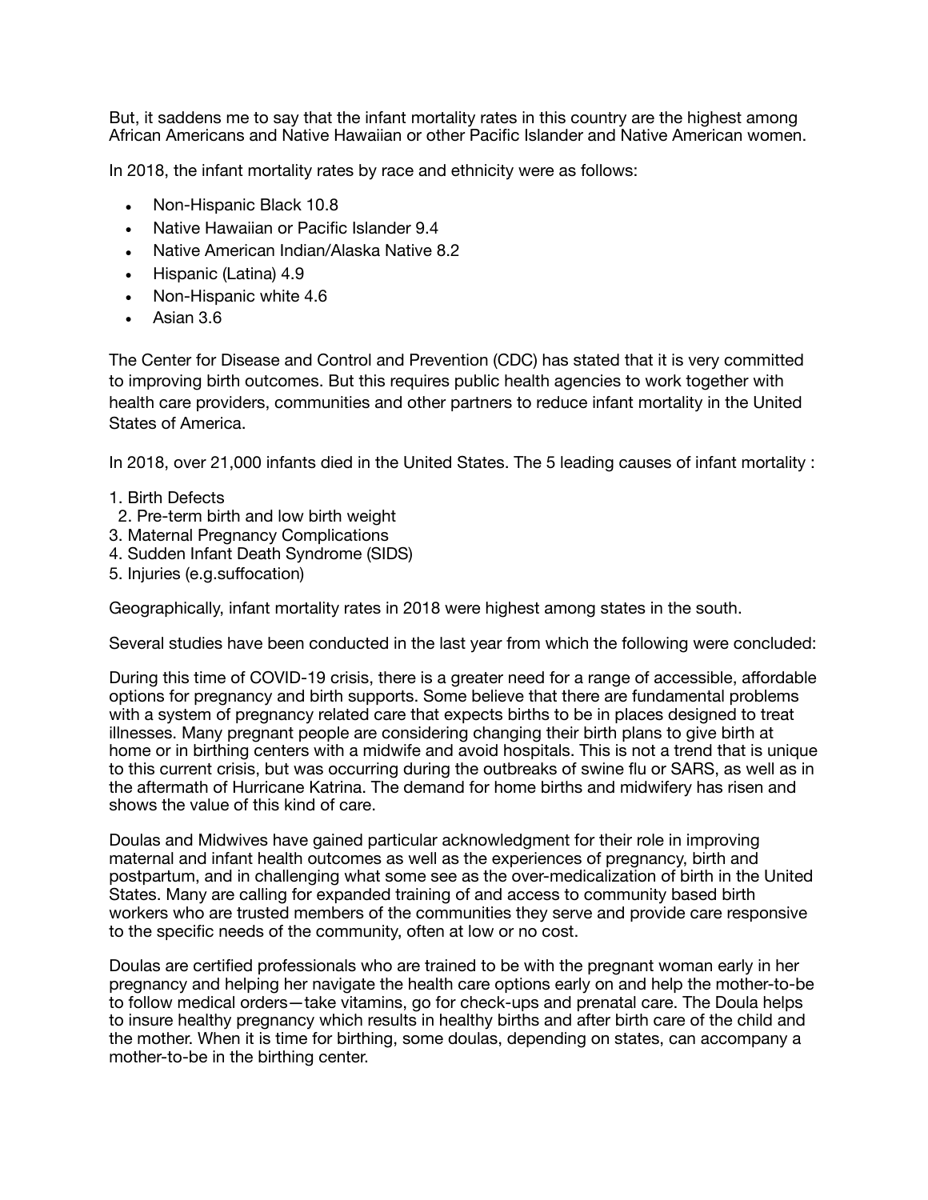But, it saddens me to say that the infant mortality rates in this country are the highest among African Americans and Native Hawaiian or other Pacific Islander and Native American women.

In 2018, the infant mortality rates by race and ethnicity were as follows:

- Non-Hispanic Black 10.8
- Native Hawaiian or Pacific Islander 9.4
- Native American Indian/Alaska Native 8.2
- Hispanic (Latina) 4.9
- Non-Hispanic white 4.6
- Asian 3.6

The Center for Disease and Control and Prevention (CDC) has stated that it is very committed to improving birth outcomes. But this requires public health agencies to work together with health care providers, communities and other partners to reduce infant mortality in the United States of America.

In 2018, over 21,000 infants died in the United States. The 5 leading causes of infant mortality :

1. Birth Defects
2. Pre-term birth and low birth weight
3. Maternal Pregnancy Complications
4. Sudden Infant Death Syndrome (SIDS)
5. Injuries (e.g.suffocation)

Geographically, infant mortality rates in 2018 were highest among states in the south.

Several studies have been conducted in the last year from which the following were concluded:

During this time of COVID-19 crisis, there is a greater need for a range of accessible, affordable options for pregnancy and birth supports. Some believe that there are fundamental problems with a system of pregnancy related care that expects births to be in places designed to treat illnesses. Many pregnant people are considering changing their birth plans to give birth at home or in birthing centers with a midwife and avoid hospitals. This is not a trend that is unique to this current crisis, but was occurring during the outbreaks of swine flu or SARS, as well as in the aftermath of Hurricane Katrina. The demand for home births and midwifery has risen and shows the value of this kind of care.

Doulas and Midwives have gained particular acknowledgment for their role in improving maternal and infant health outcomes as well as the experiences of pregnancy, birth and postpartum, and in challenging what some see as the over-medicalization of birth in the United States. Many are calling for expanded training of and access to community based birth workers who are trusted members of the communities they serve and provide care responsive to the specific needs of the community, often at low or no cost.

Doulas are certified professionals who are trained to be with the pregnant woman early in her pregnancy and helping her navigate the health care options early on and help the mother-to-be to follow medical orders—take vitamins, go for check-ups and prenatal care. The Doula helps to insure healthy pregnancy which results in healthy births and after birth care of the child and the mother. When it is time for birthing, some doulas, depending on states, can accompany a mother-to-be in the birthing center.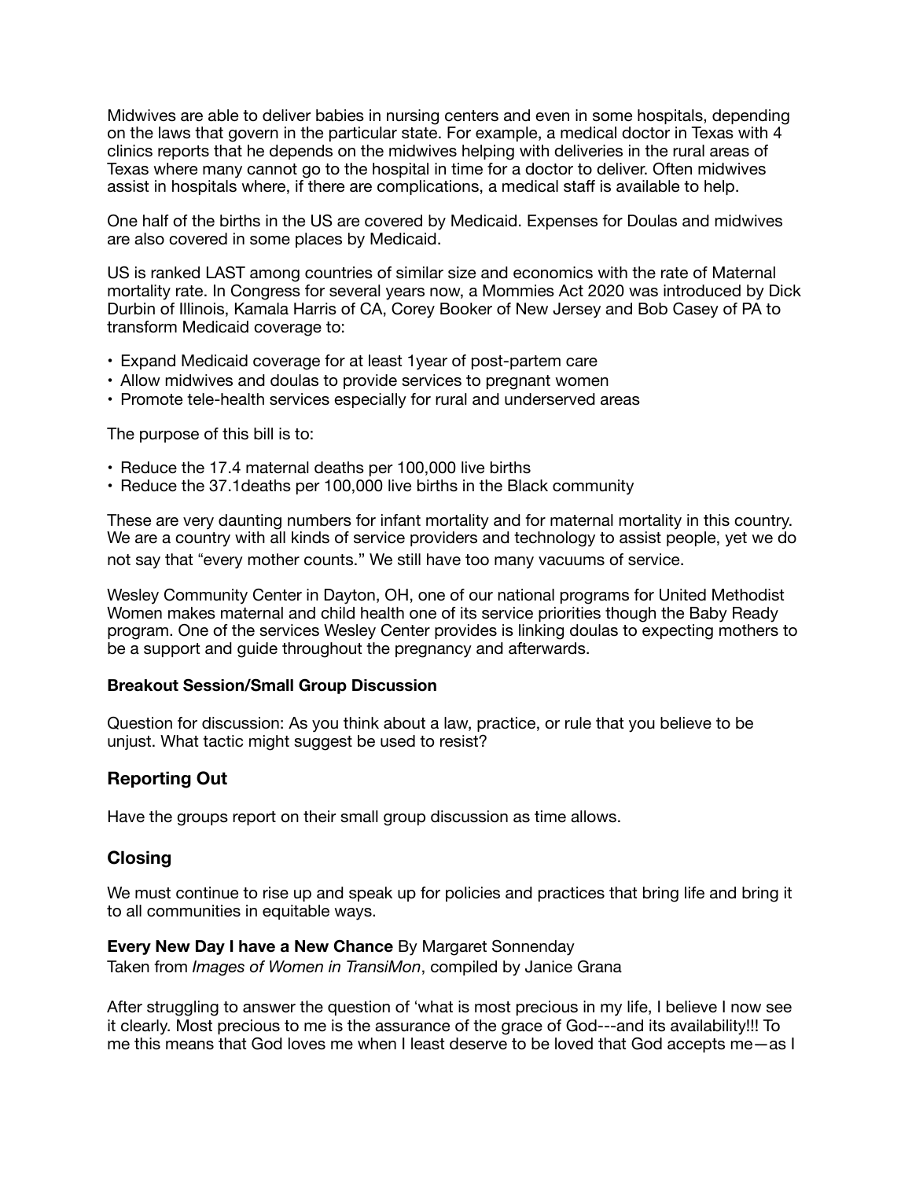Midwives are able to deliver babies in nursing centers and even in some hospitals, depending on the laws that govern in the particular state. For example, a medical doctor in Texas with 4 clinics reports that he depends on the midwives helping with deliveries in the rural areas of Texas where many cannot go to the hospital in time for a doctor to deliver. Often midwives assist in hospitals where, if there are complications, a medical staff is available to help.

One half of the births in the US are covered by Medicaid. Expenses for Doulas and midwives are also covered in some places by Medicaid.

US is ranked LAST among countries of similar size and economics with the rate of Maternal mortality rate. In Congress for several years now, a Mommies Act 2020 was introduced by Dick Durbin of Illinois, Kamala Harris of CA, Corey Booker of New Jersey and Bob Casey of PA to transform Medicaid coverage to:

- Expand Medicaid coverage for at least 1year of post-partem care
- Allow midwives and doulas to provide services to pregnant women
- Promote tele-health services especially for rural and underserved areas

The purpose of this bill is to:

- Reduce the 17.4 maternal deaths per 100,000 live births
- Reduce the 37.1deaths per 100,000 live births in the Black community

These are very daunting numbers for infant mortality and for maternal mortality in this country. We are a country with all kinds of service providers and technology to assist people, yet we do not say that "every mother counts." We still have too many vacuums of service.

Wesley Community Center in Dayton, OH, one of our national programs for United Methodist Women makes maternal and child health one of its service priorities though the Baby Ready program. One of the services Wesley Center provides is linking doulas to expecting mothers to be a support and guide throughout the pregnancy and afterwards.

**Breakout Session/Small Group Discussion**

Question for discussion: As you think about a law, practice, or rule that you believe to be unjust. What tactic might suggest be used to resist?

## Reporting Out

Have the groups report on their small group discussion as time allows.

## Closing

We must continue to rise up and speak up for policies and practices that bring life and bring it to all communities in equitable ways.

**Every New Day I have a New Chance** By Margaret Sonnenday
Taken from *Images of Women in TransiMon*, compiled by Janice Grana

After struggling to answer the question of 'what is most precious in my life, I believe I now see it clearly. Most precious to me is the assurance of the grace of God---and its availability!!! To me this means that God loves me when I least deserve to be loved that God accepts me—as I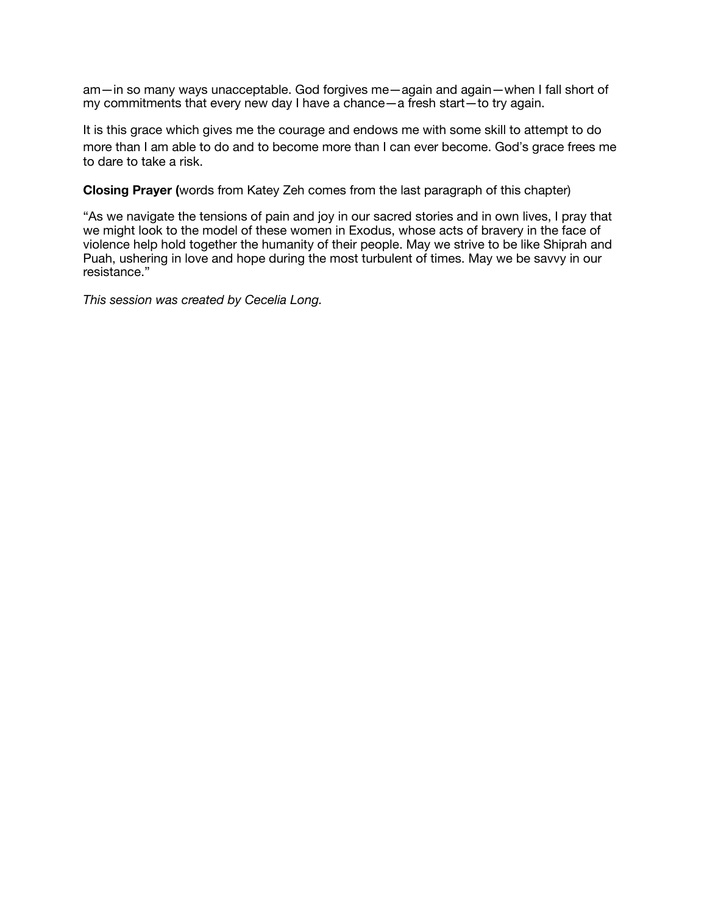am—in so many ways unacceptable. God forgives me—again and again—when I fall short of my commitments that every new day I have a chance—a fresh start—to try again.

It is this grace which gives me the courage and endows me with some skill to attempt to do more than I am able to do and to become more than I can ever become. God's grace frees me to dare to take a risk.

**Closing Prayer (**words from Katey Zeh comes from the last paragraph of this chapter)

"As we navigate the tensions of pain and joy in our sacred stories and in own lives, I pray that we might look to the model of these women in Exodus, whose acts of bravery in the face of violence help hold together the humanity of their people. May we strive to be like Shiprah and Puah, ushering in love and hope during the most turbulent of times. May we be savvy in our resistance."

*This session was created by Cecelia Long.*